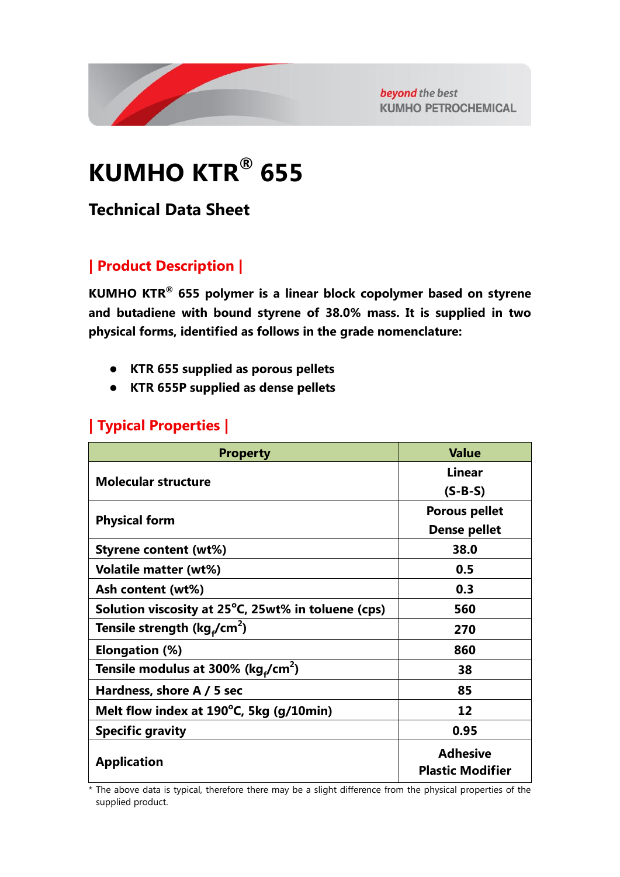# KUMHO KTR® 655

## Technical Data Sheet

### | Product Description |

**KUMHO KTR® 655 polymer is a linear block copolymer based on styrene and butadiene with bound styrene of 38.0% mass. It is supplied in two physical forms, identified as follows in the grade nomenclature:**

- **KTR 655 supplied as porous pellets**
- **KTR 655P supplied as dense pellets**

### | Typical Properties |

| Property | Value |
|---|---|
| Molecular structure | Linear (S-B-S) |
| Physical form | Porous pellet<br>Dense pellet |
| Styrene content (wt%) | 38.0 |
| Volatile matter (wt%) | 0.5 |
| Ash content (wt%) | 0.3 |
| Solution viscosity at 25°C, 25wt% in toluene (cps) | 560 |
| Tensile strength ($kg_f/cm^2$) | 270 |
| Elongation (%) | 860 |
| Tensile modulus at 300% ($kg_f/cm^2$) | 38 |
| Hardness, shore A / 5 sec | 85 |
| Melt flow index at 190°C, 5kg (g/10min) | 12 |
| Specific gravity | 0.95 |
| Application | Adhesive<br>Plastic Modifier |

* The above data is typical, therefore there may be a slight difference from the physical properties of the supplied product.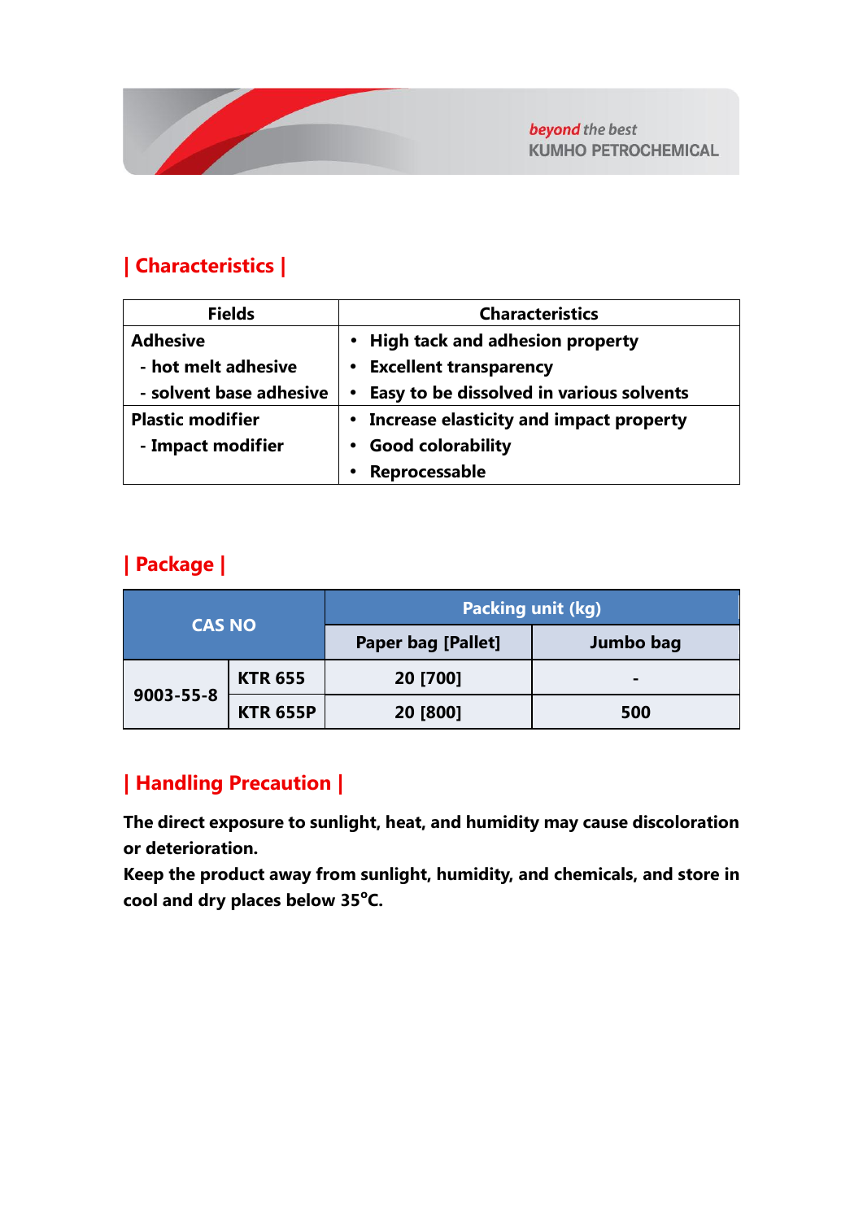## | Characteristics |

| Fields | Characteristics |
|---|---|
| **Adhesive**<br>- hot melt adhesive<br>- solvent base adhesive | • High tack and adhesion property<br>• Excellent transparency<br>• Easy to be dissolved in various solvents |
| **Plastic modifier**<br>- Impact modifier | • Increase elasticity and impact property<br>• Good colorability<br>• Reprocessable |

## | Package |

| CAS NO | | Packing unit (kg) | |
|---|---|---|---|
| | | Paper bag [Pallet] | Jumbo bag |
| 9003-55-8 | KTR 655 | 20 [700] | - |
| | KTR 655P | 20 [800] | 500 |

## | Handling Precaution |

**The direct exposure to sunlight, heat, and humidity may cause discoloration or deterioration.**
**Keep the product away from sunlight, humidity, and chemicals, and store in cool and dry places below 35°C.**